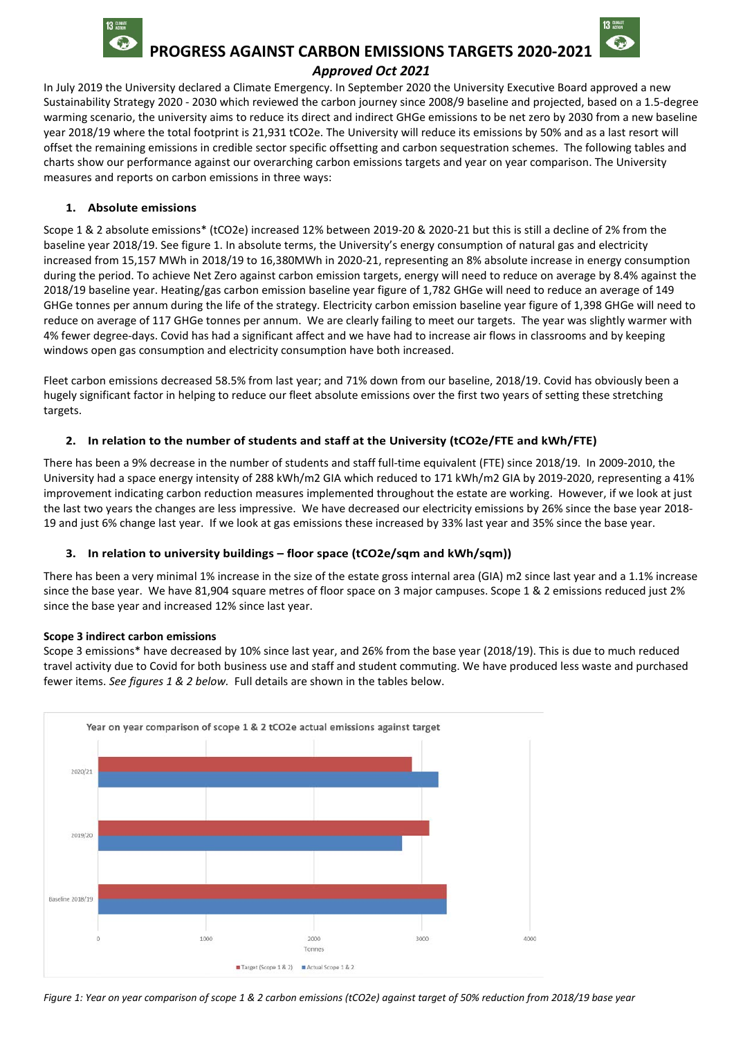# PROGRESS AGAINST CARBON EMISSIONS TARGETS 2020-2021

***Approved Oct 2021***

In July 2019 the University declared a Climate Emergency. In September 2020 the University Executive Board approved a new Sustainability Strategy 2020 - 2030 which reviewed the carbon journey since 2008/9 baseline and projected, based on a 1.5-degree warming scenario, the university aims to reduce its direct and indirect GHGe emissions to be net zero by 2030 from a new baseline year 2018/19 where the total footprint is 21,931 tCO2e. The University will reduce its emissions by 50% and as a last resort will offset the remaining emissions in credible sector specific offsetting and carbon sequestration schemes. The following tables and charts show our performance against our overarching carbon emissions targets and year on year comparison. The University measures and reports on carbon emissions in three ways:

### 1. Absolute emissions

Scope 1 & 2 absolute emissions* (tCO2e) increased 12% between 2019-20 & 2020-21 but this is still a decline of 2% from the baseline year 2018/19. See figure 1. In absolute terms, the University's energy consumption of natural gas and electricity increased from 15,157 MWh in 2018/19 to 16,380MWh in 2020-21, representing an 8% absolute increase in energy consumption during the period. To achieve Net Zero against carbon emission targets, energy will need to reduce on average by 8.4% against the 2018/19 baseline year. Heating/gas carbon emission baseline year figure of 1,782 GHGe will need to reduce an average of 149 GHGe tonnes per annum during the life of the strategy. Electricity carbon emission baseline year figure of 1,398 GHGe will need to reduce on average of 117 GHGe tonnes per annum. We are clearly failing to meet our targets. The year was slightly warmer with 4% fewer degree-days. Covid has had a significant affect and we have had to increase air flows in classrooms and by keeping windows open gas consumption and electricity consumption have both increased.

Fleet carbon emissions decreased 58.5% from last year; and 71% down from our baseline, 2018/19. Covid has obviously been a hugely significant factor in helping to reduce our fleet absolute emissions over the first two years of setting these stretching targets.

### 2. In relation to the number of students and staff at the University (tCO2e/FTE and kWh/FTE)

There has been a 9% decrease in the number of students and staff full-time equivalent (FTE) since 2018/19. In 2009-2010, the University had a space energy intensity of 288 kWh/m2 GIA which reduced to 171 kWh/m2 GIA by 2019-2020, representing a 41% improvement indicating carbon reduction measures implemented throughout the estate are working. However, if we look at just the last two years the changes are less impressive. We have decreased our electricity emissions by 26% since the base year 2018-19 and just 6% change last year. If we look at gas emissions these increased by 33% last year and 35% since the base year.

### 3. In relation to university buildings – floor space (tCO2e/sqm and kWh/sqm))

There has been a very minimal 1% increase in the size of the estate gross internal area (GIA) m2 since last year and a 1.1% increase since the base year. We have 81,904 square metres of floor space on 3 major campuses. Scope 1 & 2 emissions reduced just 2% since the base year and increased 12% since last year.

**Scope 3 indirect carbon emissions**

Scope 3 emissions* have decreased by 10% since last year, and 26% from the base year (2018/19). This is due to much reduced travel activity due to Covid for both business use and staff and student commuting. We have produced less waste and purchased fewer items. *See figures 1 & 2 below.* Full details are shown in the tables below.

*Figure 1: Year on year comparison of scope 1 & 2 carbon emissions (tCO2e) against target of 50% reduction from 2018/19 base year*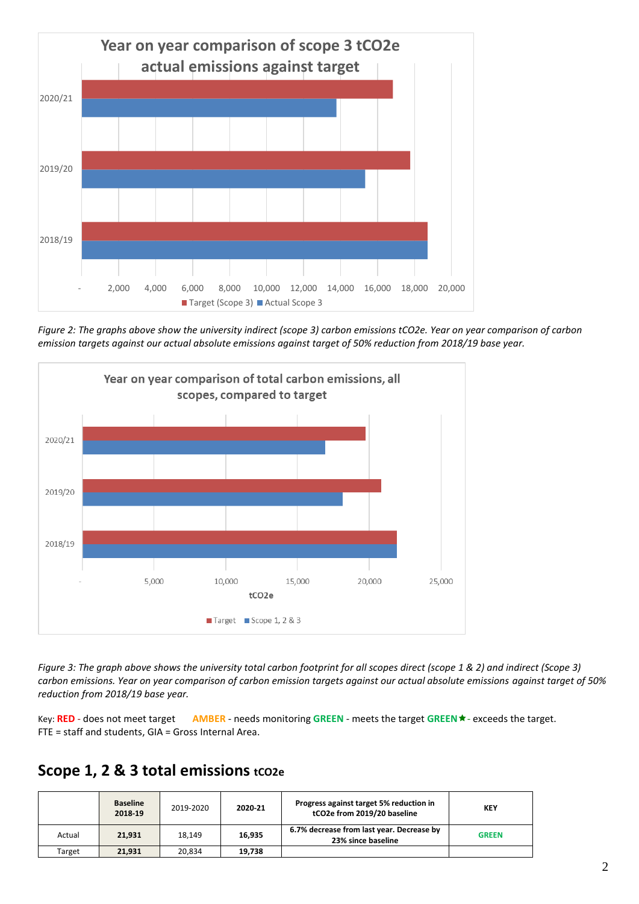*Figure 2: The graphs above show the university indirect (scope 3) carbon emissions tCO2e. Year on year comparison of carbon emission targets against our actual absolute emissions against target of 50% reduction from 2018/19 base year.*

*Figure 3: The graph above shows the university total carbon footprint for all scopes direct (scope 1 & 2) and indirect (Scope 3) carbon emissions. Year on year comparison of carbon emission targets against our actual absolute emissions against target of 50% reduction from 2018/19 base year.*

Key: **RED** - does not meet target **AMBER** - needs monitoring **GREEN** - meets the target **GREEN★** - exceeds the target.
FTE = staff and students, GIA = Gross Internal Area.

## Scope 1, 2 & 3 total emissions tCO2e

| | **Baseline 2018-19** | 2019-2020 | **2020-21** | **Progress against target 5% reduction in tCO2e from 2019/20 baseline** | **KEY** |
|---|---|---|---|---|---|
| Actual | **21,931** | 18,149 | **16,935** | **6.7% decrease from last year. Decrease by 23% since baseline** | **GREEN** |
| Target | **21,931** | 20,834 | **19,738** | | |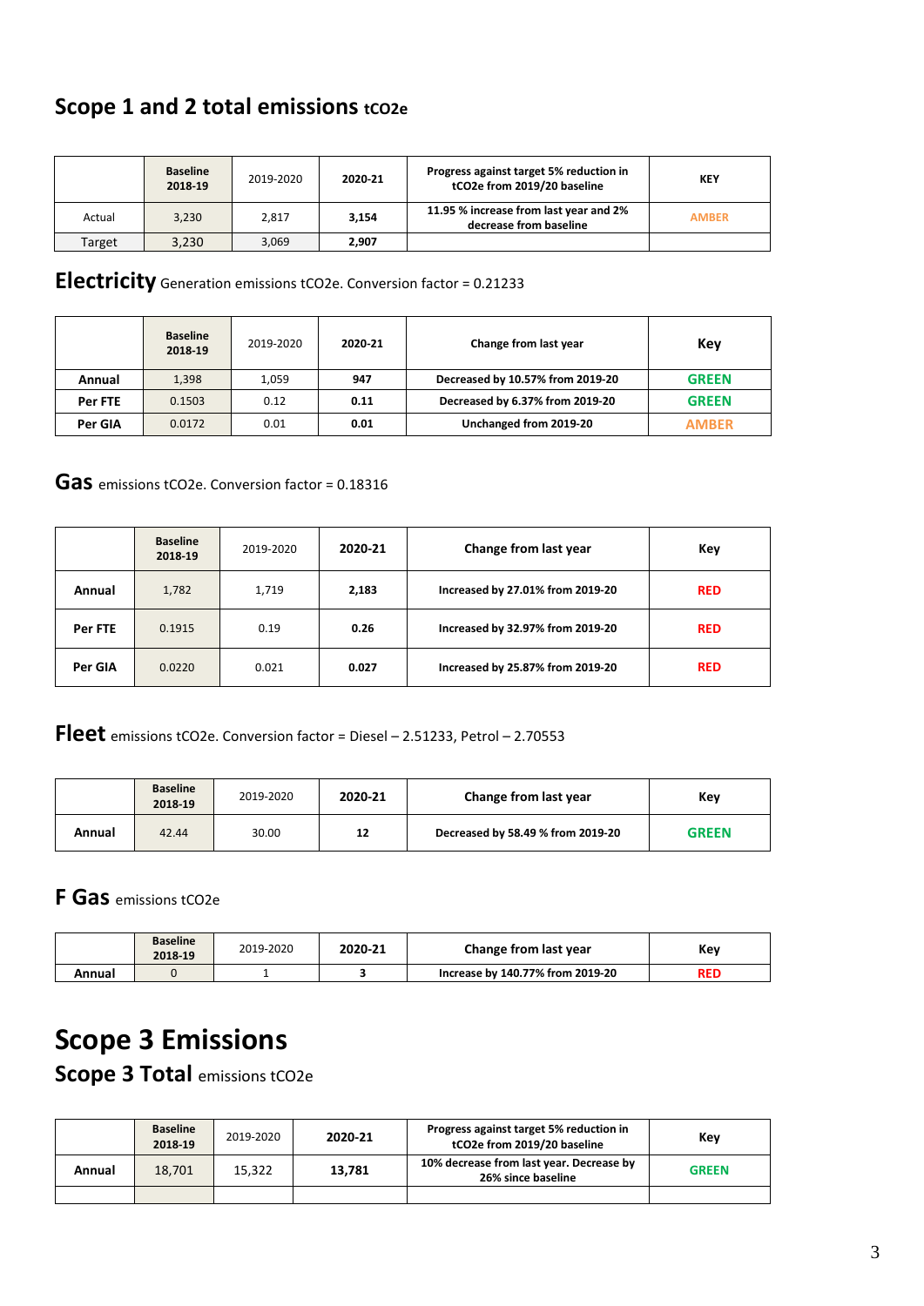## Scope 1 and 2 total emissions tCO2e

| | Baseline 2018-19 | 2019-2020 | 2020-21 | Progress against target 5% reduction in tCO2e from 2019/20 baseline | KEY |
|---|---|---|---|---|---|
| Actual | 3,230 | 2,817 | 3,154 | 11.95 % increase from last year and 2% decrease from baseline | AMBER |
| Target | 3,230 | 3,069 | 2,907 | | |

## Electricity Generation emissions tCO2e. Conversion factor = 0.21233

| | Baseline 2018-19 | 2019-2020 | 2020-21 | Change from last year | Key |
|---|---|---|---|---|---|
| Annual | 1,398 | 1,059 | 947 | Decreased by 10.57% from 2019-20 | GREEN |
| Per FTE | 0.1503 | 0.12 | 0.11 | Decreased by 6.37% from 2019-20 | GREEN |
| Per GIA | 0.0172 | 0.01 | 0.01 | Unchanged from 2019-20 | AMBER |

## Gas emissions tCO2e. Conversion factor = 0.18316

| | Baseline 2018-19 | 2019-2020 | 2020-21 | Change from last year | Key |
|---|---|---|---|---|---|
| Annual | 1,782 | 1,719 | 2,183 | Increased by 27.01% from 2019-20 | RED |
| Per FTE | 0.1915 | 0.19 | 0.26 | Increased by 32.97% from 2019-20 | RED |
| Per GIA | 0.0220 | 0.021 | 0.027 | Increased by 25.87% from 2019-20 | RED |

## Fleet emissions tCO2e. Conversion factor = Diesel – 2.51233, Petrol – 2.70553

| | Baseline 2018-19 | 2019-2020 | 2020-21 | Change from last year | Key |
|---|---|---|---|---|---|
| Annual | 42.44 | 30.00 | 12 | Decreased by 58.49 % from 2019-20 | GREEN |

## F Gas emissions tCO2e

| | Baseline 2018-19 | 2019-2020 | 2020-21 | Change from last year | Key |
|---|---|---|---|---|---|
| Annual | 0 | 1 | 3 | Increase by 140.77% from 2019-20 | RED |

# Scope 3 Emissions

## Scope 3 Total emissions tCO2e

| | Baseline 2018-19 | 2019-2020 | 2020-21 | Progress against target 5% reduction in tCO2e from 2019/20 baseline | Key |
|---|---|---|---|---|---|
| Annual | 18,701 | 15,322 | 13,781 | 10% decrease from last year. Decrease by 26% since baseline | GREEN |
| | | | | | |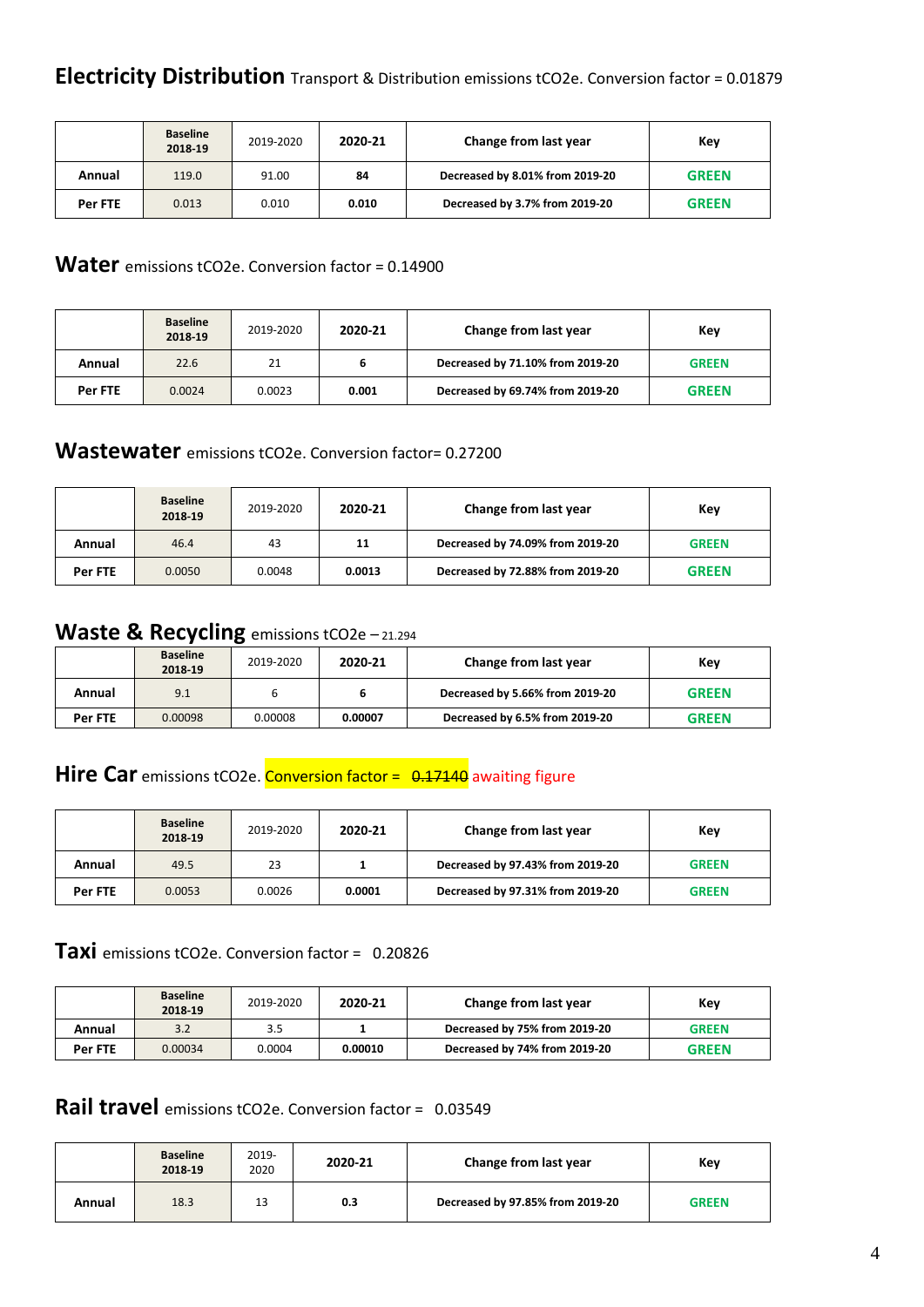## **Electricity Distribution** Transport & Distribution emissions tCO2e. Conversion factor = 0.01879

| | Baseline 2018-19 | 2019-2020 | 2020-21 | Change from last year | Key |
|---|---|---|---|---|---|
| **Annual** | 119.0 | 91.00 | **84** | **Decreased by 8.01% from 2019-20** | **GREEN** |
| **Per FTE** | 0.013 | 0.010 | **0.010** | **Decreased by 3.7% from 2019-20** | **GREEN** |

## **Water** emissions tCO2e. Conversion factor = 0.14900

| | Baseline 2018-19 | 2019-2020 | 2020-21 | Change from last year | Key |
|---|---|---|---|---|---|
| **Annual** | 22.6 | 21 | **6** | **Decreased by 71.10% from 2019-20** | **GREEN** |
| **Per FTE** | 0.0024 | 0.0023 | **0.001** | **Decreased by 69.74% from 2019-20** | **GREEN** |

## **Wastewater** emissions tCO2e. Conversion factor= 0.27200

| | Baseline 2018-19 | 2019-2020 | 2020-21 | Change from last year | Key |
|---|---|---|---|---|---|
| **Annual** | 46.4 | 43 | **11** | **Decreased by 74.09% from 2019-20** | **GREEN** |
| **Per FTE** | 0.0050 | 0.0048 | **0.0013** | **Decreased by 72.88% from 2019-20** | **GREEN** |

## **Waste & Recycling** emissions tCO2e – 21.294

| | Baseline 2018-19 | 2019-2020 | 2020-21 | Change from last year | Key |
|---|---|---|---|---|---|
| **Annual** | 9.1 | 6 | **6** | **Decreased by 5.66% from 2019-20** | **GREEN** |
| **Per FTE** | 0.00098 | 0.00008 | **0.00007** | **Decreased by 6.5% from 2019-20** | **GREEN** |

## **Hire Car** emissions tCO2e. Conversion factor = ~~0.17140~~ awaiting figure

| | Baseline 2018-19 | 2019-2020 | 2020-21 | Change from last year | Key |
|---|---|---|---|---|---|
| **Annual** | 49.5 | 23 | **1** | **Decreased by 97.43% from 2019-20** | **GREEN** |
| **Per FTE** | 0.0053 | 0.0026 | **0.0001** | **Decreased by 97.31% from 2019-20** | **GREEN** |

## **Taxi** emissions tCO2e. Conversion factor = 0.20826

| | Baseline 2018-19 | 2019-2020 | 2020-21 | Change from last year | Key |
|---|---|---|---|---|---|
| **Annual** | 3.2 | 3.5 | **1** | **Decreased by 75% from 2019-20** | **GREEN** |
| **Per FTE** | 0.00034 | 0.0004 | **0.00010** | **Decreased by 74% from 2019-20** | **GREEN** |

## **Rail travel** emissions tCO2e. Conversion factor = 0.03549

| | Baseline 2018-19 | 2019-2020 | 2020-21 | Change from last year | Key |
|---|---|---|---|---|---|
| **Annual** | 18.3 | 13 | **0.3** | **Decreased by 97.85% from 2019-20** | **GREEN** |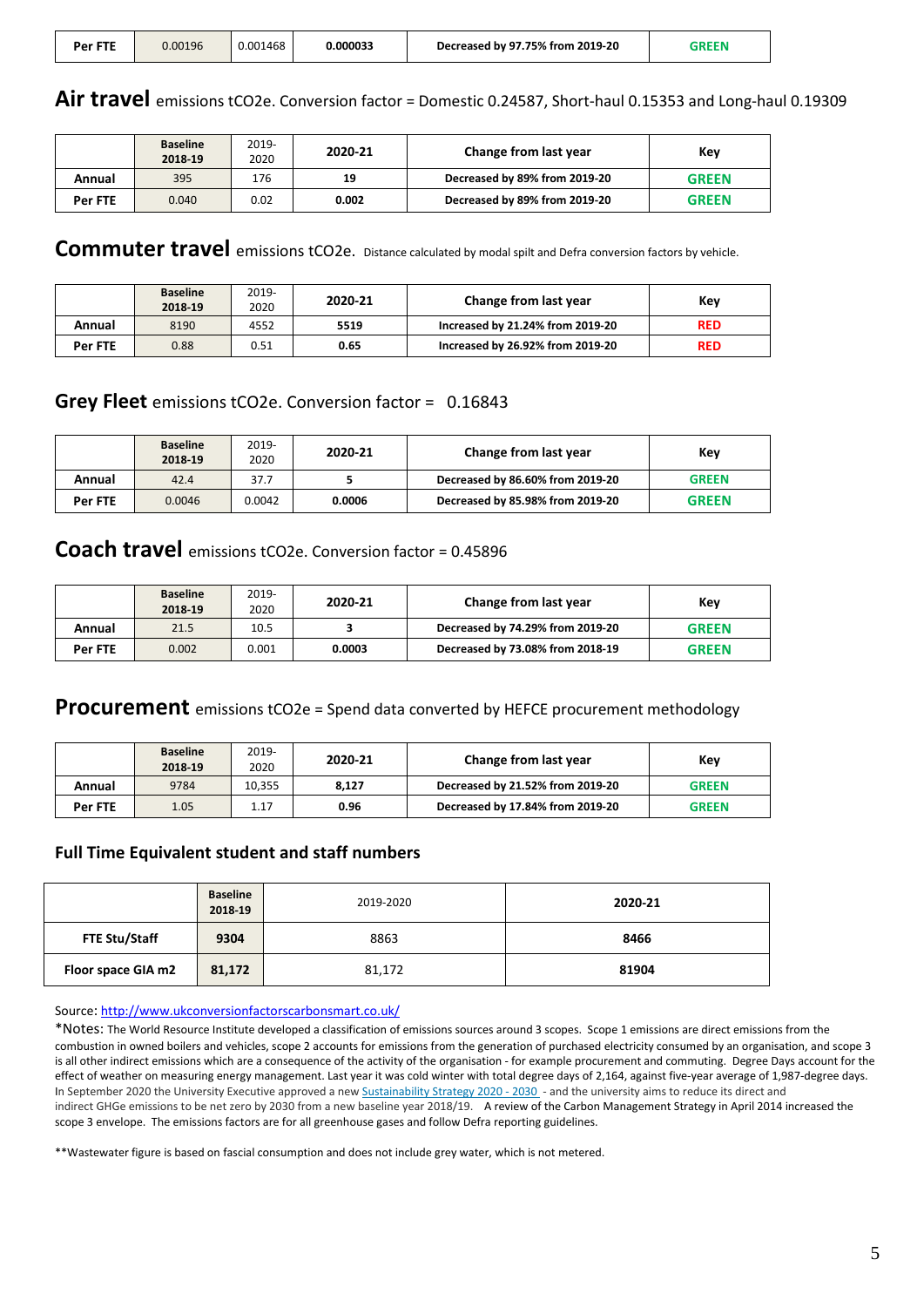| Per FTE | 0.00196 | 0.001468 | **0.000033** | **Decreased by 97.75% from 2019-20** | **GREEN** |
|---|---|---|---|---|---|

## **Air travel** emissions tCO2e. Conversion factor = Domestic 0.24587, Short-haul 0.15353 and Long-haul 0.19309

| | **Baseline 2018-19** | 2019-2020 | **2020-21** | **Change from last year** | **Key** |
|---|---|---|---|---|---|
| **Annual** | 395 | 176 | **19** | **Decreased by 89% from 2019-20** | **GREEN** |
| **Per FTE** | 0.040 | 0.02 | **0.002** | **Decreased by 89% from 2019-20** | **GREEN** |

## **Commuter travel** emissions tCO2e. Distance calculated by modal spilt and Defra conversion factors by vehicle.

| | **Baseline 2018-19** | 2019-2020 | **2020-21** | **Change from last year** | **Key** |
|---|---|---|---|---|---|
| **Annual** | 8190 | 4552 | **5519** | **Increased by 21.24% from 2019-20** | **RED** |
| **Per FTE** | 0.88 | 0.51 | **0.65** | **Increased by 26.92% from 2019-20** | **RED** |

## **Grey Fleet** emissions tCO2e. Conversion factor = 0.16843

| | **Baseline 2018-19** | 2019-2020 | **2020-21** | **Change from last year** | **Key** |
|---|---|---|---|---|---|
| **Annual** | 42.4 | 37.7 | **5** | **Decreased by 86.60% from 2019-20** | **GREEN** |
| **Per FTE** | 0.0046 | 0.0042 | **0.0006** | **Decreased by 85.98% from 2019-20** | **GREEN** |

## **Coach travel** emissions tCO2e. Conversion factor = 0.45896

| | **Baseline 2018-19** | 2019-2020 | **2020-21** | **Change from last year** | **Key** |
|---|---|---|---|---|---|
| **Annual** | 21.5 | 10.5 | **3** | **Decreased by 74.29% from 2019-20** | **GREEN** |
| **Per FTE** | 0.002 | 0.001 | **0.0003** | **Decreased by 73.08% from 2018-19** | **GREEN** |

## **Procurement** emissions tCO2e = Spend data converted by HEFCE procurement methodology

| | **Baseline 2018-19** | 2019-2020 | **2020-21** | **Change from last year** | **Key** |
|---|---|---|---|---|---|
| **Annual** | 9784 | 10,355 | **8,127** | **Decreased by 21.52% from 2019-20** | **GREEN** |
| **Per FTE** | 1.05 | 1.17 | **0.96** | **Decreased by 17.84% from 2019-20** | **GREEN** |

### Full Time Equivalent student and staff numbers

| | **Baseline 2018-19** | 2019-2020 | **2020-21** |
|---|---|---|---|
| **FTE Stu/Staff** | **9304** | 8863 | **8466** |
| **Floor space GIA m2** | **81,172** | 81,172 | **81904** |

Source: [http://www.ukconversionfactorscarbonsmart.co.uk/](http://www.ukconversionfactorscarbonsmart.co.uk/)

*Notes: The World Resource Institute developed a classification of emissions sources around 3 scopes. Scope 1 emissions are direct emissions from the combustion in owned boilers and vehicles, scope 2 accounts for emissions from the generation of purchased electricity consumed by an organisation, and scope 3 is all other indirect emissions which are a consequence of the activity of the organisation - for example procurement and commuting. Degree Days account for the effect of weather on measuring energy management. Last year it was cold winter with total degree days of 2,164, against five-year average of 1,987-degree days. In September 2020 the University Executive approved a new Sustainability Strategy 2020 - 2030 - and the university aims to reduce its direct and indirect GHGe emissions to be net zero by 2030 from a new baseline year 2018/19. A review of the Carbon Management Strategy in April 2014 increased the scope 3 envelope. The emissions factors are for all greenhouse gases and follow Defra reporting guidelines.

**Wastewater figure is based on fascial consumption and does not include grey water, which is not metered.